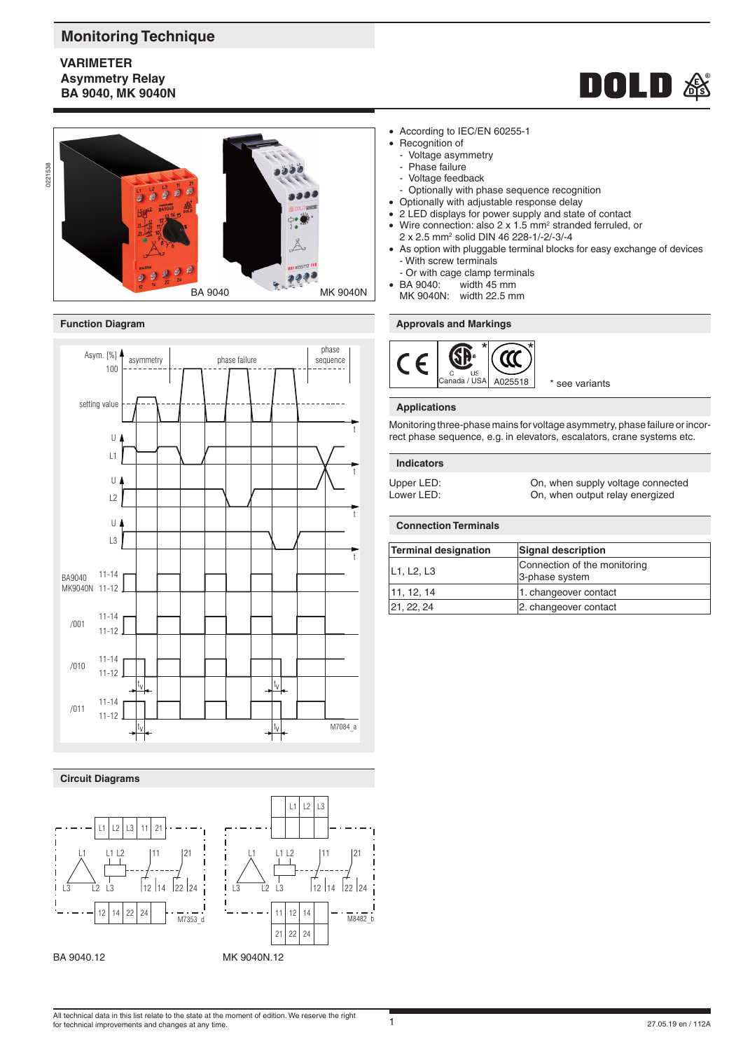# Monitoring Technique

## VARIMETER
## Asymmetry Relay
## BA 9040, MK 9040N

BA 9040 MK 9040N

- According to IEC/EN 60255-1
- Recognition of
  - Voltage asymmetry
  - Phase failure
  - Voltage feedback
  - Optionally with phase sequence recognition
- Optionally with adjustable response delay
- 2 LED displays for power supply and state of contact
- Wire connection: also 2 x 1.5 mm² stranded ferruled, or 2 x 2.5 mm² solid DIN 46 228-1/-2/-3/-4
- As option with pluggable terminal blocks for easy exchange of devices
  - With screw terminals
  - Or with cage clamp terminals
- BA 9040: width 45 mm
  MK 9040N: width 22.5 mm

### Function Diagram

M7084_a

### Approvals and Markings

CE, CSA* (Canada / USA), CCC* A025518

* see variants

### Applications

Monitoring three-phase mains for voltage asymmetry, phase failure or incorrect phase sequence, e.g. in elevators, escalators, crane systems etc.

### Indicators

Upper LED: On, when supply voltage connected
Lower LED: On, when output relay energized

### Connection Terminals

| Terminal designation | Signal description |
|---|---|
| L1, L2, L3 | Connection of the monitoring 3-phase system |
| 11, 12, 14 | 1. changeover contact |
| 21, 22, 24 | 2. changeover contact |

### Circuit Diagrams

BA 9040.12 MK 9040N.12

All technical data in this list relate to the state at the moment of edition. We reserve the right for technical improvements and changes at any time.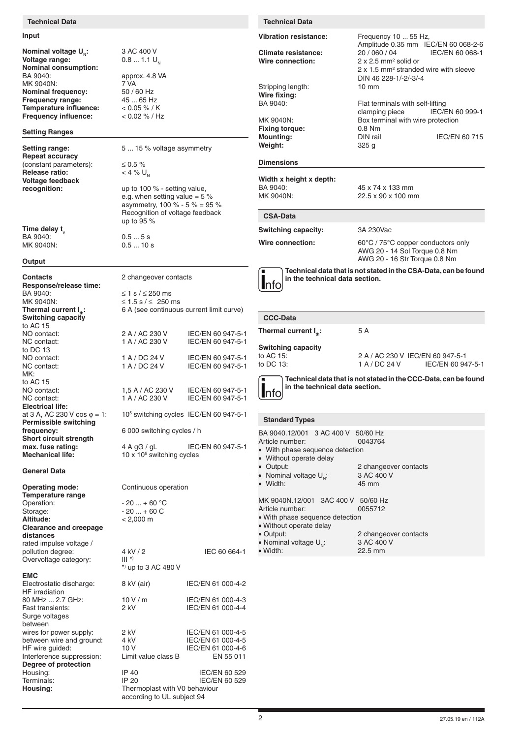## Technical Data

### Input

| | | |
|---|---|---|
| **Nominal voltage $U_N$:** | 3 AC 400 V | |
| **Voltage range:** | 0.8 ... 1.1 $U_N$ | |
| **Nominal consumption:** | | |
| BA 9040: | approx. 4.8 VA | |
| MK 9040N: | 7 VA | |
| **Nominal frequency:** | 50 / 60 Hz | |
| **Frequency range:** | 45 ... 65 Hz | |
| **Temperature influence:** | < 0.05 % / K | |
| **Frequency influence:** | < 0.02 % / Hz | |

### Setting Ranges

| | | |
|---|---|---|
| **Setting range:** | 5 ... 15 % voltage asymmetry | |
| **Repeat accuracy** (constant parameters): | ≤ 0.5 % | |
| **Release ratio:** | < 4 % $U_N$ | |
| **Voltage feedback recognition:** | up to 100 % - setting value, e.g. when setting value = 5 % asymmetry, 100 % - 5 % = 95 % Recognition of voltage feedback up to 95 % | |
| **Time delay $t_v$** | | |
| BA 9040: | 0.5 ... 5 s | |
| MK 9040N: | 0.5 ... 10 s | |

### Output

| | | |
|---|---|---|
| **Contacts** | 2 changeover contacts | |
| **Response/release time:** | | |
| BA 9040: | ≤ 1 s / ≤ 250 ms | |
| MK 9040N: | ≤ 1.5 s / ≤ 250 ms | |
| **Thermal current $I_{th}$:** | 6 A (see continuous current limit curve) | |
| **Switching capacity** | | |
| to AC 15 | | |
| NO contact: | 2 A / AC 230 V | IEC/EN 60 947-5-1 |
| NC contact: | 1 A / AC 230 V | IEC/EN 60 947-5-1 |
| to DC 13 | | |
| NO contact: | 1 A / DC 24 V | IEC/EN 60 947-5-1 |
| NC contact: | 1 A / DC 24 V | IEC/EN 60 947-5-1 |
| MK: | | |
| to AC 15 | | |
| NO contact: | 1,5 A / AC 230 V | IEC/EN 60 947-5-1 |
| NC contact: | 1 A / AC 230 V | IEC/EN 60 947-5-1 |
| **Electrical life:** | | |
| at 3 A, AC 230 V cos φ = 1: | $10^5$ switching cycles | IEC/EN 60 947-5-1 |
| **Permissible switching frequency:** | 6 000 switching cycles / h | |
| **Short circuit strength max. fuse rating:** | 4 A gG / gL | IEC/EN 60 947-5-1 |
| **Mechanical life:** | 10 x $10^6$ switching cycles | |

### General Data

| | | |
|---|---|---|
| **Operating mode:** | Continuous operation | |
| **Temperature range** | | |
| Operation: | - 20 ... + 60 °C | |
| Storage: | - 20 ... + 60 C | |
| **Altitude:** | < 2,000 m | |
| **Clearance and creepage distances** | | |
| rated impulse voltage / pollution degree: | 4 kV / 2 | IEC 60 664-1 |
| Overvoltage category: | III *) <br> *) up to 3 AC 480 V | |
| **EMC** | | |
| Electrostatic discharge: | 8 kV (air) | IEC/EN 61 000-4-2 |
| HF irradiation 80 MHz ... 2.7 GHz: | 10 V / m | IEC/EN 61 000-4-3 |
| Fast transients: | 2 kV | IEC/EN 61 000-4-4 |
| Surge voltages between wires for power supply: | 2 kV | IEC/EN 61 000-4-5 |
| between wire and ground: | 4 kV | IEC/EN 61 000-4-5 |
| HF wire guided: | 10 V | IEC/EN 61 000-4-6 |
| Interference suppression: | Limit value class B | EN 55 011 |
| **Degree of protection** | | |
| Housing: | IP 40 | IEC/EN 60 529 |
| Terminals: | IP 20 | IEC/EN 60 529 |
| **Housing:** | Thermoplast with V0 behaviour according to UL subject 94 | |

## Technical Data

| | | |
|---|---|---|
| **Vibration resistance:** | Frequency 10 ... 55 Hz, Amplitude 0.35 mm | IEC/EN 60 068-2-6 |
| **Climate resistance:** | 20 / 060 / 04 | IEC/EN 60 068-1 |
| **Wire connection:** | 2 x 2.5 mm² solid or 2 x 1.5 mm² stranded wire with sleeve DIN 46 228-1/-2/-3/-4 | |
| Stripping length: | 10 mm | |
| **Wire fixing:** | | |
| BA 9040: | Flat terminals with self-lifting clamping piece | IEC/EN 60 999-1 |
| MK 9040N: | Box terminal with wire protection | |
| **Fixing torque:** | 0.8 Nm | |
| **Mounting:** | DIN rail | IEC/EN 60 715 |
| **Weight:** | 325 g | |

### Dimensions

| | |
|---|---|
| **Width x height x depth:** | |
| BA 9040: | 45 x 74 x 133 mm |
| MK 9040N: | 22.5 x 90 x 100 mm |

### CSA-Data

| | |
|---|---|
| **Switching capacity:** | 3A 230Vac |
| **Wire connection:** | 60°C / 75°C copper conductors only <br> AWG 20 - 14 Sol Torque 0.8 Nm <br> AWG 20 - 16 Str Torque 0.8 Nm |

**Technical data that is not stated in the CSA-Data, can be found in the technical data section.**

### CCC-Data

| | | |
|---|---|---|
| **Thermal current $I_{th}$:** | 5 A | |
| **Switching capacity** | | |
| to AC 15: | 2 A / AC 230 V | IEC/EN 60 947-5-1 |
| to DC 13: | 1 A / DC 24 V | IEC/EN 60 947-5-1 |

**Technical data that is not stated in the CCC-Data, can be found in the technical data section.**

### Standard Types

BA 9040.12/001 3 AC 400 V 50/60 Hz
Article number: 0043764

- With phase sequence detection
- Without operate delay
- Output: 2 changeover contacts
- Nominal voltage $U_N$: 3 AC 400 V
- Width: 45 mm

MK 9040N.12/001 3AC 400 V 50/60 Hz
Article number: 0055712

- With phase sequence detection
- Without operate delay
- Output: 2 changeover contacts
- Nominal voltage $U_N$: 3 AC 400 V
- Width: 22.5 mm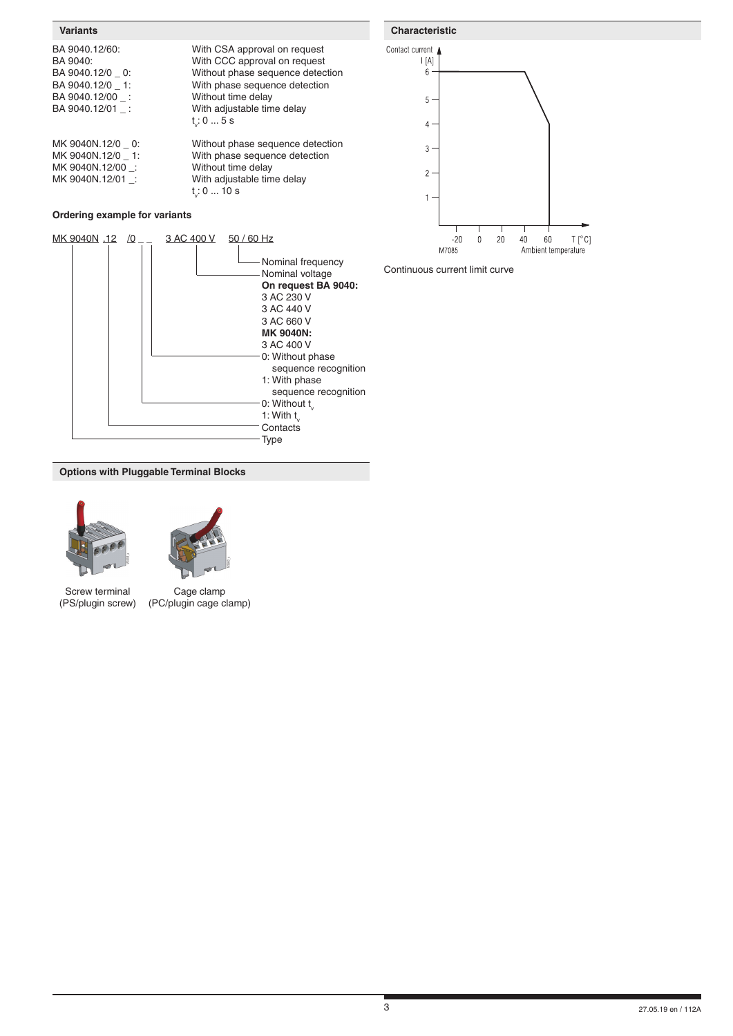## Variants

| | |
|---|---|
| BA 9040.12/60: | With CSA approval on request |
| BA 9040: | With CCC approval on request |
| BA 9040.12/0 _ 0: | Without phase sequence detection |
| BA 9040.12/0 _ 1: | With phase sequence detection |
| BA 9040.12/00 _ : | Without time delay |
| BA 9040.12/01 _ : | With adjustable time delay $t_v$: 0 ... 5 s |

| | |
|---|---|
| MK 9040N.12/0 _ 0: | Without phase sequence detection |
| MK 9040N.12/0 _ 1: | With phase sequence detection |
| MK 9040N.12/00 _: | Without time delay |
| MK 9040N.12/01 _: | With adjustable time delay $t_v$: 0 ... 10 s |

### Ordering example for variants

MK 9040N .12 /0 _ _ 3 AC 400 V 50 / 60 Hz

- 50 / 60 Hz: Nominal frequency
- 3 AC 400 V: Nominal voltage
  - **On request BA 9040:** 3 AC 230 V, 3 AC 440 V, 3 AC 660 V
  - **MK 9040N:** 3 AC 400 V
- Last digit:
  - 0: Without phase sequence recognition
  - 1: With phase sequence recognition
- Second-to-last digit:
  - 0: Without $t_v$
  - 1: With $t_v$
- .12: Contacts
- MK 9040N: Type

## Options with Pluggable Terminal Blocks

Screw terminal (PS/plugin screw)

Cage clamp (PC/plugin cage clamp)

## Characteristic

Continuous current limit curve